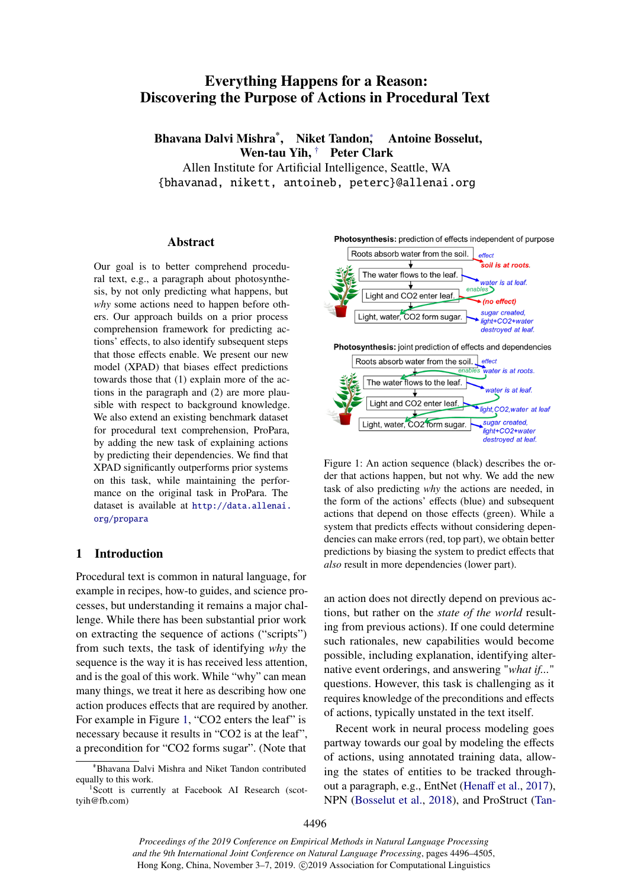# Everything Happens for a Reason: Discovering the Purpose of Actions in Procedural Text

**Bhavana Dalvi Mishra***, **Niket Tandon***, **Antoine Bosselut**, **Wen-tau Yih**, † **Peter Clark**

Allen Institute for Artificial Intelligence, Seattle, WA

{bhavanad, nikett, antoineb, peterc}@allenai.org

## Abstract

Our goal is to better comprehend procedural text, e.g., a paragraph about photosynthesis, by not only predicting what happens, but *why* some actions need to happen before others. Our approach builds on a prior process comprehension framework for predicting actions' effects, to also identify subsequent steps that those effects enable. We present our new model (XPAD) that biases effect predictions towards those that (1) explain more of the actions in the paragraph and (2) are more plausible with respect to background knowledge. We also extend an existing benchmark dataset for procedural text comprehension, ProPara, by adding the new task of explaining actions by predicting their dependencies. We find that XPAD significantly outperforms prior systems on this task, while maintaining the performance on the original task in ProPara. The dataset is available at http://data.allenai.org/propara

## 1 Introduction

Procedural text is common in natural language, for example in recipes, how-to guides, and science processes, but understanding it remains a major challenge. While there has been substantial prior work on extracting the sequence of actions ("scripts") from such texts, the task of identifying *why* the sequence is the way it is has received less attention, and is the goal of this work. While "why" can mean many things, we treat it here as describing how one action produces effects that are required by another. For example in Figure 1, "$CO_2$ enters the leaf" is necessary because it results in "$CO_2$ is at the leaf", a precondition for "$CO_2$ forms sugar". (Note that

**Photosynthesis:** prediction of effects independent of purpose

**Photosynthesis:** joint prediction of effects and dependencies

Figure 1: An action sequence (black) describes the order that actions happen, but not why. We add the new task of also predicting *why* the actions are needed, in the form of the actions' effects (blue) and subsequent actions that depend on those effects (green). While a system that predicts effects without considering dependencies can make errors (red, top part), we obtain better predictions by biasing the system to predict effects that *also* result in more dependencies (lower part).

an action does not directly depend on previous actions, but rather on the *state of the world* resulting from previous actions). If one could determine such rationales, new capabilities would become possible, including explanation, identifying alternative event orderings, and answering "*what if...*" questions. However, this task is challenging as it requires knowledge of the preconditions and effects of actions, typically unstated in the text itself.

Recent work in neural process modeling goes partway towards our goal by modeling the effects of actions, using annotated training data, allowing the states of entities to be tracked throughout a paragraph, e.g., EntNet (Henaff et al., 2017), NPN (Bosselut et al., 2018), and ProStruct (Tan-

*Bhavana Dalvi Mishra and Niket Tandon contributed equally to this work.

†Scott is currently at Facebook AI Research (scottyih@fb.com)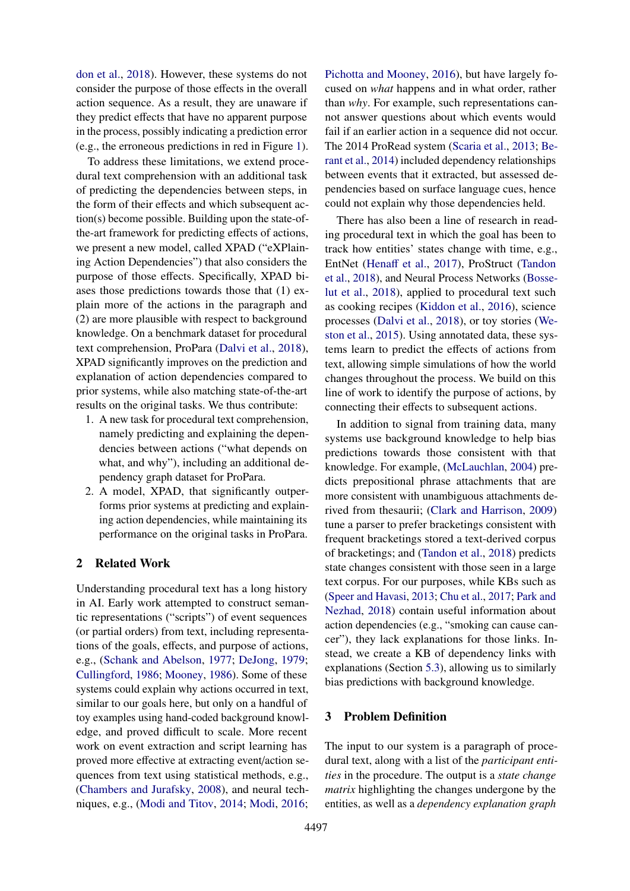don et al., 2018). However, these systems do not consider the purpose of those effects in the overall action sequence. As a result, they are unaware if they predict effects that have no apparent purpose in the process, possibly indicating a prediction error (e.g., the erroneous predictions in red in Figure 1).

To address these limitations, we extend procedural text comprehension with an additional task of predicting the dependencies between steps, in the form of their effects and which subsequent action(s) become possible. Building upon the state-of-the-art framework for predicting effects of actions, we present a new model, called XPAD ("eXPlaining Action Dependencies") that also considers the purpose of those effects. Specifically, XPAD biases those predictions towards those that (1) explain more of the actions in the paragraph and (2) are more plausible with respect to background knowledge. On a benchmark dataset for procedural text comprehension, ProPara (Dalvi et al., 2018), XPAD significantly improves on the prediction and explanation of action dependencies compared to prior systems, while also matching state-of-the-art results on the original tasks. We thus contribute:

1. A new task for procedural text comprehension, namely predicting and explaining the dependencies between actions ("what depends on what, and why"), including an additional dependency graph dataset for ProPara.
2. A model, XPAD, that significantly outperforms prior systems at predicting and explaining action dependencies, while maintaining its performance on the original tasks in ProPara.

## 2 Related Work

Understanding procedural text has a long history in AI. Early work attempted to construct semantic representations ("scripts") of event sequences (or partial orders) from text, including representations of the goals, effects, and purpose of actions, e.g., (Schank and Abelson, 1977; DeJong, 1979; Cullingford, 1986; Mooney, 1986). Some of these systems could explain why actions occurred in text, similar to our goals here, but only on a handful of toy examples using hand-coded background knowledge, and proved difficult to scale. More recent work on event extraction and script learning has proved more effective at extracting event/action sequences from text using statistical methods, e.g., (Chambers and Jurafsky, 2008), and neural techniques, e.g., (Modi and Titov, 2014; Modi, 2016; Pichotta and Mooney, 2016), but have largely focused on *what* happens and in what order, rather than *why*. For example, such representations cannot answer questions about which events would fail if an earlier action in a sequence did not occur. The 2014 ProRead system (Scaria et al., 2013; Berant et al., 2014) included dependency relationships between events that it extracted, but assessed dependencies based on surface language cues, hence could not explain why those dependencies held.

There has also been a line of research in reading procedural text in which the goal has been to track how entities' states change with time, e.g., EntNet (Henaff et al., 2017), ProStruct (Tandon et al., 2018), and Neural Process Networks (Bosselut et al., 2018), applied to procedural text such as cooking recipes (Kiddon et al., 2016), science processes (Dalvi et al., 2018), or toy stories (Weston et al., 2015). Using annotated data, these systems learn to predict the effects of actions from text, allowing simple simulations of how the world changes throughout the process. We build on this line of work to identify the purpose of actions, by connecting their effects to subsequent actions.

In addition to signal from training data, many systems use background knowledge to help bias predictions towards those consistent with that knowledge. For example, (McLauchlan, 2004) predicts prepositional phrase attachments that are more consistent with unambiguous attachments derived from thesaurii; (Clark and Harrison, 2009) tune a parser to prefer bracketings consistent with frequent bracketings stored a text-derived corpus of bracketings; and (Tandon et al., 2018) predicts state changes consistent with those seen in a large text corpus. For our purposes, while KBs such as (Speer and Havasi, 2013; Chu et al., 2017; Park and Nezhad, 2018) contain useful information about action dependencies (e.g., "smoking can cause cancer"), they lack explanations for those links. Instead, we create a KB of dependency links with explanations (Section 5.3), allowing us to similarly bias predictions with background knowledge.

## 3 Problem Definition

The input to our system is a paragraph of procedural text, along with a list of the *participant entities* in the procedure. The output is a *state change matrix* highlighting the changes undergone by the entities, as well as a *dependency explanation graph*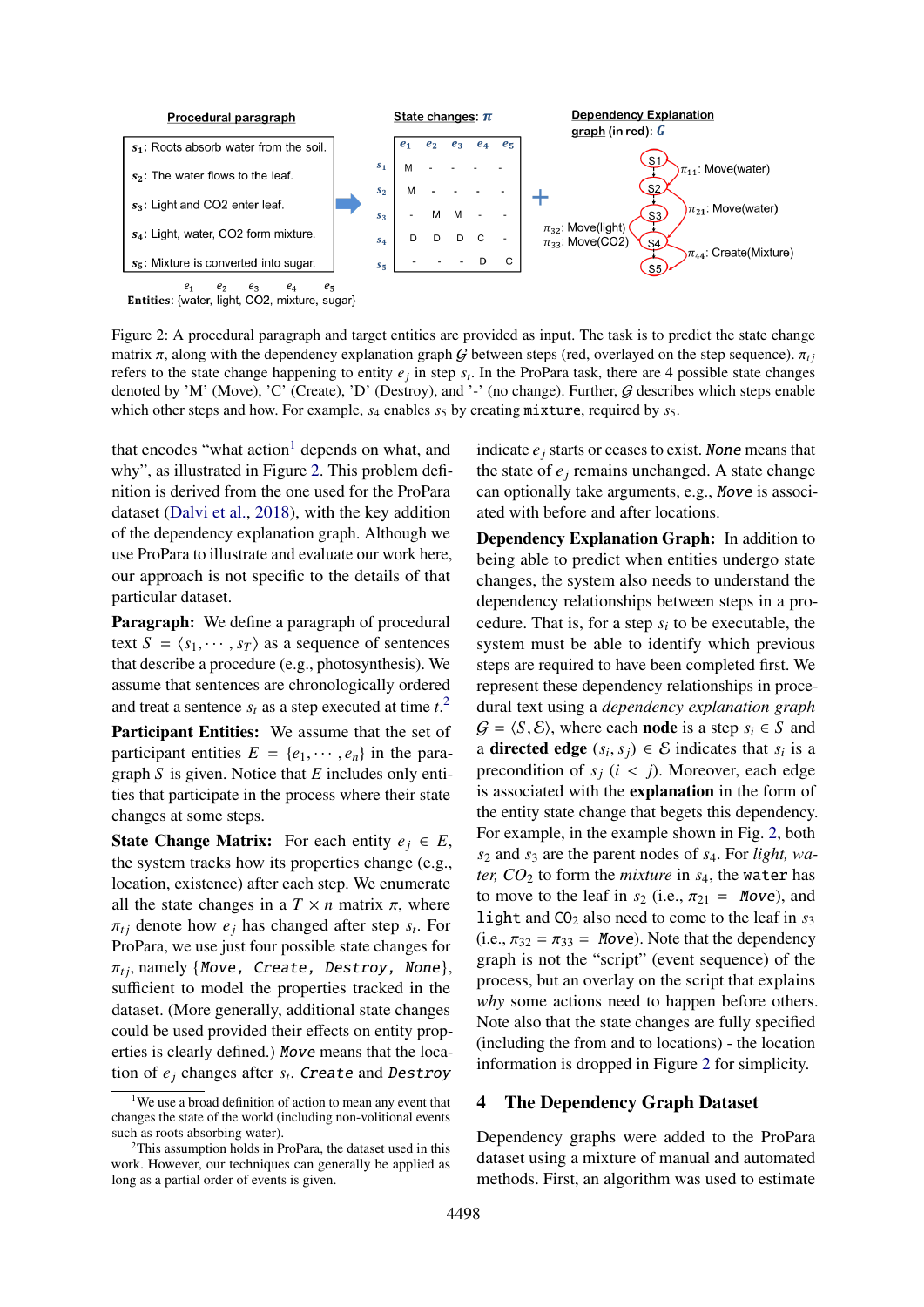**Procedural paragraph**

| |
|---|
| $s_1$: Roots absorb water from the soil. |
| $s_2$: The water flows to the leaf. |
| $s_3$: Light and CO2 enter leaf. |
| $s_4$: Light, water, CO2 form mixture. |
| $s_5$: Mixture is converted into sugar. |

**Entities**: {water, light, CO2, mixture, sugar} ($e_1$, $e_2$, $e_3$, $e_4$, $e_5$)

**State changes: $\pi$**

| | $e_1$ | $e_2$ | $e_3$ | $e_4$ | $e_5$ |
|---|---|---|---|---|---|
| $s_1$ | M | - | - | - | - |
| $s_2$ | M | - | - | - | - |
| $s_3$ | - | M | M | - | - |
| $s_4$ | D | D | D | C | - |
| $s_5$ | - | - | - | D | C |

**Dependency Explanation graph (in red): $\mathcal{G}$**

S1 → S2 → S3 → S4 → S5; $\pi_{11}$: Move(water); $\pi_{21}$: Move(water); $\pi_{32}$: Move(light), $\pi_{33}$: Move(CO2); $\pi_{44}$: Create(Mixture)

Figure 2: A procedural paragraph and target entities are provided as input. The task is to predict the state change matrix $\pi$, along with the dependency explanation graph $\mathcal{G}$ between steps (red, overlayed on the step sequence). $\pi_{tj}$ refers to the state change happening to entity $e_j$ in step $s_t$. In the ProPara task, there are 4 possible state changes denoted by 'M' (Move), 'C' (Create), 'D' (Destroy), and '-' (no change). Further, $\mathcal{G}$ describes which steps enable which other steps and how. For example, $s_4$ enables $s_5$ by creating `mixture`, required by $s_5$.

that encodes "what action[1] depends on what, and why", as illustrated in Figure 2. This problem definition is derived from the one used for the ProPara dataset (Dalvi et al., 2018), with the key addition of the dependency explanation graph. Although we use ProPara to illustrate and evaluate our work here, our approach is not specific to the details of that particular dataset.

**Paragraph:** We define a paragraph of procedural text $S = \langle s_1, \cdots, s_T \rangle$ as a sequence of sentences that describe a procedure (e.g., photosynthesis). We assume that sentences are chronologically ordered and treat a sentence $s_t$ as a step executed at time $t$.[2]

**Participant Entities:** We assume that the set of participant entities $E = \{e_1, \cdots, e_n\}$ in the paragraph $S$ is given. Notice that $E$ includes only entities that participate in the process where their state changes at some steps.

**State Change Matrix:** For each entity $e_j \in E$, the system tracks how its properties change (e.g., location, existence) after each step. We enumerate all the state changes in a $T \times n$ matrix $\pi$, where $\pi_{tj}$ denote how $e_j$ has changed after step $s_t$. For ProPara, we use just four possible state changes for $\pi_{tj}$, namely {*Move*, *Create*, *Destroy*, *None*}, sufficient to model the properties tracked in the dataset. (More generally, additional state changes could be used provided their effects on entity properties is clearly defined.) *Move* means that the location of $e_j$ changes after $s_t$. *Create* and *Destroy* indicate $e_j$ starts or ceases to exist. *None* means that the state of $e_j$ remains unchanged. A state change can optionally take arguments, e.g., *Move* is associated with before and after locations.

**Dependency Explanation Graph:** In addition to being able to predict when entities undergo state changes, the system also needs to understand the dependency relationships between steps in a procedure. That is, for a step $s_i$ to be executable, the system must be able to identify which previous steps are required to have been completed first. We represent these dependency relationships in procedural text using a *dependency explanation graph* $\mathcal{G} = \langle S, \mathcal{E} \rangle$, where each **node** is a step $s_i \in S$ and a **directed edge** $(s_i, s_j) \in \mathcal{E}$ indicates that $s_i$ is a precondition of $s_j$ $(i < j)$. Moreover, each edge is associated with the **explanation** in the form of the entity state change that begets this dependency. For example, in the example shown in Fig. 2, both $s_2$ and $s_3$ are the parent nodes of $s_4$. For *light, water, $CO_2$* to form the *mixture* in $s_4$, the `water` has to move to the leaf in $s_2$ (i.e., $\pi_{21}$ = *Move*), and `light` and $CO_2$ also need to come to the leaf in $s_3$ (i.e., $\pi_{32} = \pi_{33} =$ *Move*). Note that the dependency graph is not the "script" (event sequence) of the process, but an overlay on the script that explains *why* some actions need to happen before others. Note also that the state changes are fully specified (including the from and to locations) - the location information is dropped in Figure 2 for simplicity.

## 4 The Dependency Graph Dataset

Dependency graphs were added to the ProPara dataset using a mixture of manual and automated methods. First, an algorithm was used to estimate

[1] We use a broad definition of action to mean any event that changes the state of the world (including non-volitional events such as roots absorbing water).

[2] This assumption holds in ProPara, the dataset used in this work. However, our techniques can generally be applied as long as a partial order of events is given.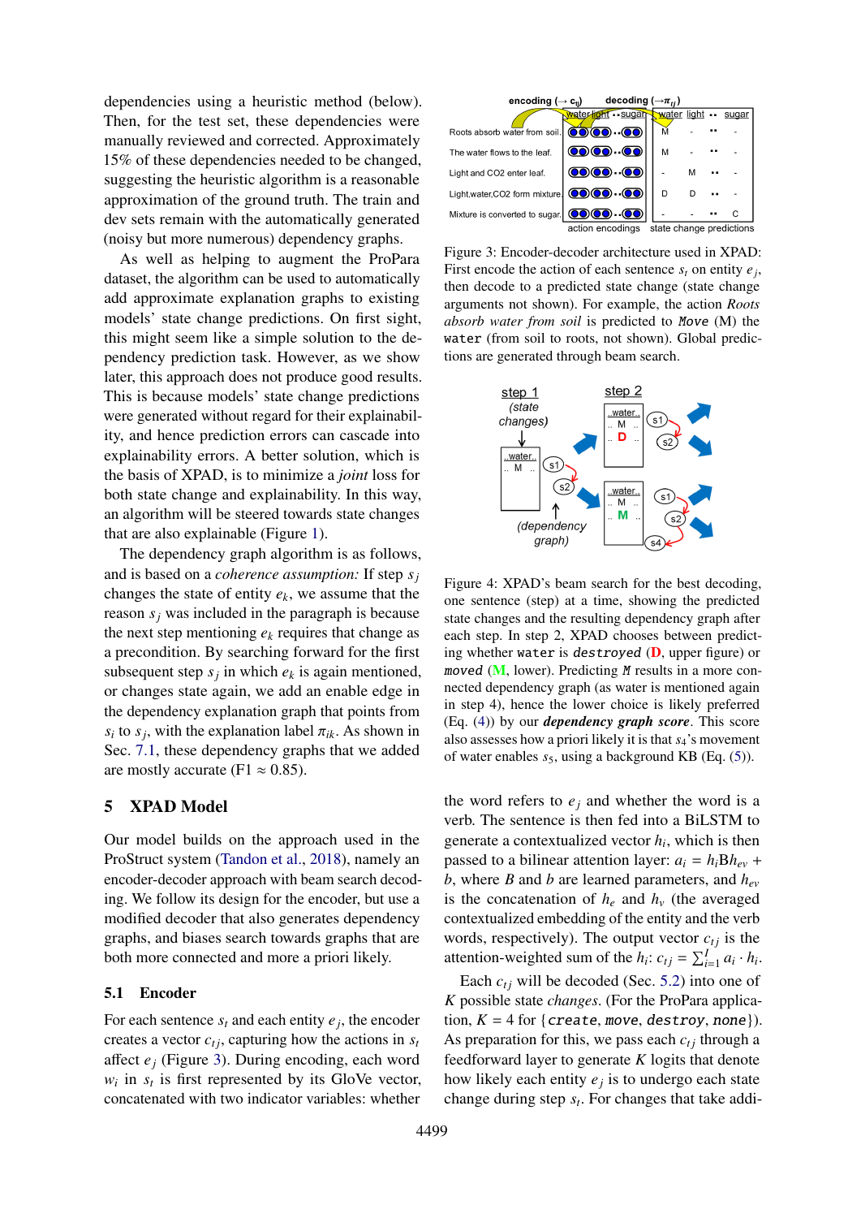dependencies using a heuristic method (below). Then, for the test set, these dependencies were manually reviewed and corrected. Approximately 15% of these dependencies needed to be changed, suggesting the heuristic algorithm is a reasonable approximation of the ground truth. The train and dev sets remain with the automatically generated (noisy but more numerous) dependency graphs.

As well as helping to augment the ProPara dataset, the algorithm can be used to automatically add approximate explanation graphs to existing models' state change predictions. On first sight, this might seem like a simple solution to the dependency prediction task. However, as we show later, this approach does not produce good results. This is because models' state change predictions were generated without regard for their explainability, and hence prediction errors can cascade into explainability errors. A better solution, which is the basis of XPAD, is to minimize a *joint* loss for both state change and explainability. In this way, an algorithm will be steered towards state changes that are also explainable (Figure 1).

The dependency graph algorithm is as follows, and is based on a *coherence assumption:* If step $s_j$ changes the state of entity $e_k$, we assume that the reason $s_j$ was included in the paragraph is because the next step mentioning $e_k$ requires that change as a precondition. By searching forward for the first subsequent step $s_j$ in which $e_k$ is again mentioned, or changes state again, we add an enable edge in the dependency explanation graph that points from $s_i$ to $s_j$, with the explanation label $\pi_{ik}$. As shown in Sec. 7.1, these dependency graphs that we added are mostly accurate (F1 $\approx$ 0.85).

## 5 XPAD Model

Our model builds on the approach used in the ProStruct system (Tandon et al., 2018), namely an encoder-decoder approach with beam search decoding. We follow its design for the encoder, but use a modified decoder that also generates dependency graphs, and biases search towards graphs that are both more connected and more a priori likely.

### 5.1 Encoder

For each sentence $s_t$ and each entity $e_j$, the encoder creates a vector $c_{tj}$, capturing how the actions in $s_t$ affect $e_j$ (Figure 3). During encoding, each word $w_i$ in $s_t$ is first represented by its GloVe vector, concatenated with two indicator variables: whether

Figure 3: Encoder-decoder architecture used in XPAD: First encode the action of each sentence $s_t$ on entity $e_j$, then decode to a predicted state change (state change arguments not shown). For example, the action *Roots absorb water from soil* is predicted to `Move` (M) the `water` (from soil to roots, not shown). Global predictions are generated through beam search.

Figure 4: XPAD's beam search for the best decoding, one sentence (step) at a time, showing the predicted state changes and the resulting dependency graph after each step. In step 2, XPAD chooses between predicting whether `water` is `destroyed` (D, upper figure) or `moved` (M, lower). Predicting `M` results in a more connected dependency graph (as water is mentioned again in step 4), hence the lower choice is likely preferred (Eq. (4)) by our ***dependency graph score***. This score also assesses how a priori likely it is that $s_4$'s movement of water enables $s_5$, using a background KB (Eq. (5)).

the word refers to $e_j$ and whether the word is a verb. The sentence is then fed into a BiLSTM to generate a contextualized vector $h_i$, which is then passed to a bilinear attention layer: $a_i = h_i B h_{ev} + b$, where $B$ and $b$ are learned parameters, and $h_{ev}$ is the concatenation of $h_e$ and $h_v$ (the averaged contextualized embedding of the entity and the verb words, respectively). The output vector $c_{tj}$ is the attention-weighted sum of the $h_i$: $c_{tj} = \sum_{i=1}^{I} a_i \cdot h_i$.

Each $c_{tj}$ will be decoded (Sec. 5.2) into one of $K$ possible state *changes*. (For the ProPara application, $K = 4$ for {`create`, `move`, `destroy`, `none`}). As preparation for this, we pass each $c_{tj}$ through a feedforward layer to generate $K$ logits that denote how likely each entity $e_j$ is to undergo each state change during step $s_t$. For changes that take addi-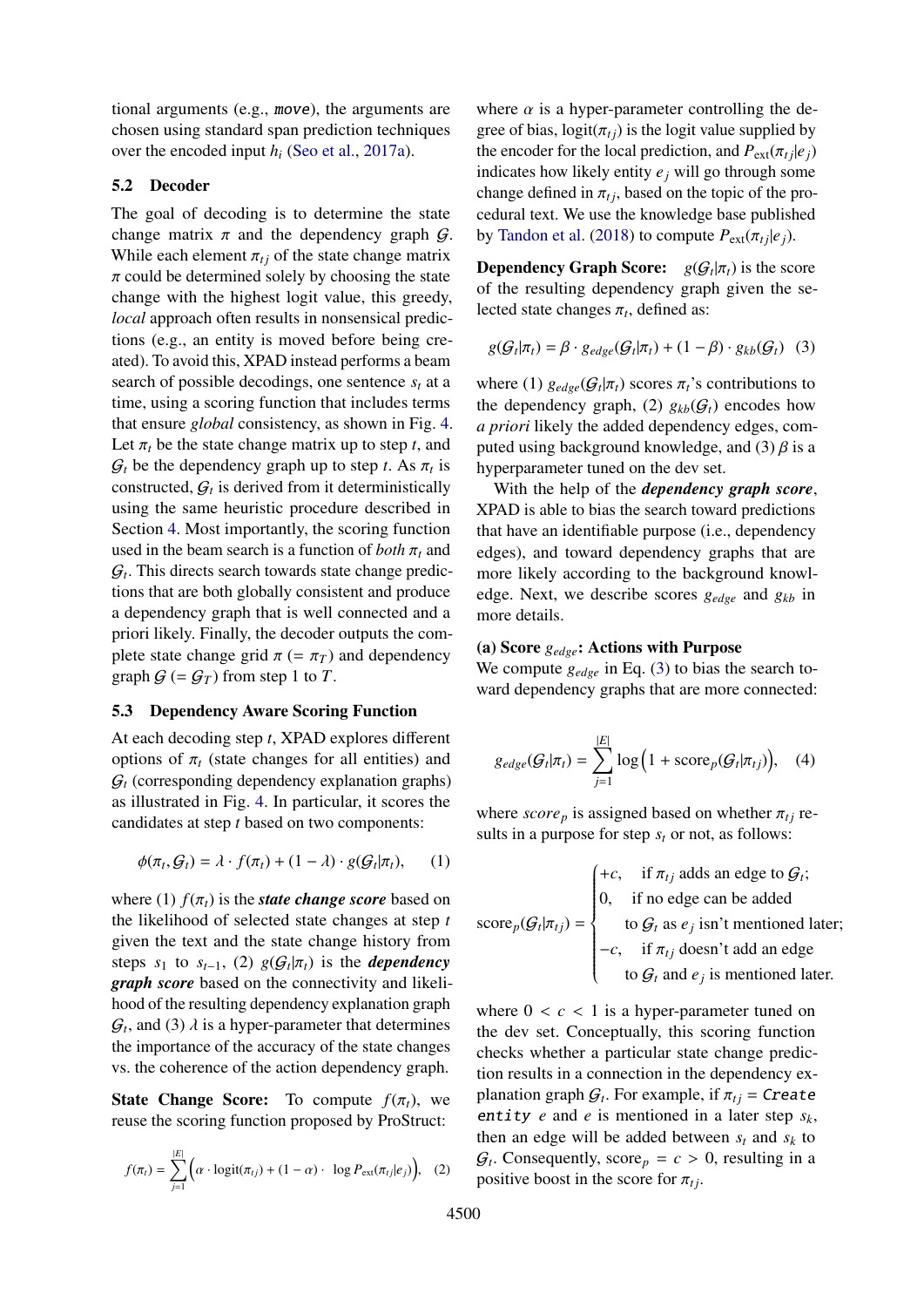tional arguments (e.g., `move`), the arguments are chosen using standard span prediction techniques over the encoded input $h_i$ (Seo et al., 2017a).

### 5.2 Decoder

The goal of decoding is to determine the state change matrix $\pi$ and the dependency graph $\mathcal{G}$. While each element $\pi_{tj}$ of the state change matrix $\pi$ could be determined solely by choosing the state change with the highest logit value, this greedy, *local* approach often results in nonsensical predictions (e.g., an entity is moved before being created). To avoid this, XPAD instead performs a beam search of possible decodings, one sentence $s_t$ at a time, using a scoring function that includes terms that ensure *global* consistency, as shown in Fig. 4. Let $\pi_t$ be the state change matrix up to step $t$, and $\mathcal{G}_t$ be the dependency graph up to step $t$. As $\pi_t$ is constructed, $\mathcal{G}_t$ is derived from it deterministically using the same heuristic procedure described in Section 4. Most importantly, the scoring function used in the beam search is a function of *both* $\pi_t$ and $\mathcal{G}_t$. This directs search towards state change predictions that are both globally consistent and produce a dependency graph that is well connected and a priori likely. Finally, the decoder outputs the complete state change grid $\pi$ ($= \pi_T$) and dependency graph $\mathcal{G}$ ($= \mathcal{G}_T$) from step 1 to $T$.

### 5.3 Dependency Aware Scoring Function

At each decoding step $t$, XPAD explores different options of $\pi_t$ (state changes for all entities) and $\mathcal{G}_t$ (corresponding dependency explanation graphs) as illustrated in Fig. 4. In particular, it scores the candidates at step $t$ based on two components:

$$\phi(\pi_t, \mathcal{G}_t) = \lambda \cdot f(\pi_t) + (1 - \lambda) \cdot g(\mathcal{G}_t|\pi_t), \qquad (1)$$

where (1) $f(\pi_t)$ is the ***state change score*** based on the likelihood of selected state changes at step $t$ given the text and the state change history from steps $s_1$ to $s_{t-1}$, (2) $g(\mathcal{G}_t|\pi_t)$ is the ***dependency graph score*** based on the connectivity and likelihood of the resulting dependency explanation graph $\mathcal{G}_t$, and (3) $\lambda$ is a hyper-parameter that determines the importance of the accuracy of the state changes vs. the coherence of the action dependency graph.

**State Change Score:** To compute $f(\pi_t)$, we reuse the scoring function proposed by ProStruct:

$$f(\pi_t) = \sum_{j=1}^{|E|} \Big( \alpha \cdot \text{logit}(\pi_{tj}) + (1 - \alpha) \cdot \ \log P_{\text{ext}}(\pi_{tj}|e_j) \Big), \quad (2)$$

where $\alpha$ is a hyper-parameter controlling the degree of bias, $\text{logit}(\pi_{tj})$ is the logit value supplied by the encoder for the local prediction, and $P_{\text{ext}}(\pi_{tj}|e_j)$ indicates how likely entity $e_j$ will go through some change defined in $\pi_{tj}$, based on the topic of the procedural text. We use the knowledge base published by Tandon et al. (2018) to compute $P_{\text{ext}}(\pi_{tj}|e_j)$.

**Dependency Graph Score:** $g(\mathcal{G}_t|\pi_t)$ is the score of the resulting dependency graph given the selected state changes $\pi_t$, defined as:

$$g(\mathcal{G}_t|\pi_t) = \beta \cdot g_{edge}(\mathcal{G}_t|\pi_t) + (1 - \beta) \cdot g_{kb}(\mathcal{G}_t) \quad (3)$$

where (1) $g_{edge}(\mathcal{G}_t|\pi_t)$ scores $\pi_t$'s contributions to the dependency graph, (2) $g_{kb}(\mathcal{G}_t)$ encodes how *a priori* likely the added dependency edges, computed using background knowledge, and (3) $\beta$ is a hyperparameter tuned on the dev set.

With the help of the ***dependency graph score***, XPAD is able to bias the search toward predictions that have an identifiable purpose (i.e., dependency edges), and toward dependency graphs that are more likely according to the background knowledge. Next, we describe scores $g_{edge}$ and $g_{kb}$ in more details.

**(a) Score $g_{edge}$: Actions with Purpose**
We compute $g_{edge}$ in Eq. (3) to bias the search toward dependency graphs that are more connected:

$$g_{edge}(\mathcal{G}_t|\pi_t) = \sum_{j=1}^{|E|} \log\Big(1 + \text{score}_p(\mathcal{G}_t|\pi_{tj})\Big), \quad (4)$$

where $score_p$ is assigned based on whether $\pi_{tj}$ results in a purpose for step $s_t$ or not, as follows:

$$\text{score}_p(\mathcal{G}_t|\pi_{tj}) = \begin{cases} +c, & \text{if } \pi_{tj} \text{ adds an edge to } \mathcal{G}_t; \\ 0, & \text{if no edge can be added} \\ & \quad \text{to } \mathcal{G}_t \text{ as } e_j \text{ isn't mentioned later;} \\ -c, & \text{if } \pi_{tj} \text{ doesn't add an edge} \\ & \quad \text{to } \mathcal{G}_t \text{ and } e_j \text{ is mentioned later.} \end{cases}$$

where $0 < c < 1$ is a hyper-parameter tuned on the dev set. Conceptually, this scoring function checks whether a particular state change prediction results in a connection in the dependency explanation graph $\mathcal{G}_t$. For example, if $\pi_{tj}$ = `Create entity` $e$ and $e$ is mentioned in a later step $s_k$, then an edge will be added between $s_t$ and $s_k$ to $\mathcal{G}_t$. Consequently, $\text{score}_p = c > 0$, resulting in a positive boost in the score for $\pi_{tj}$.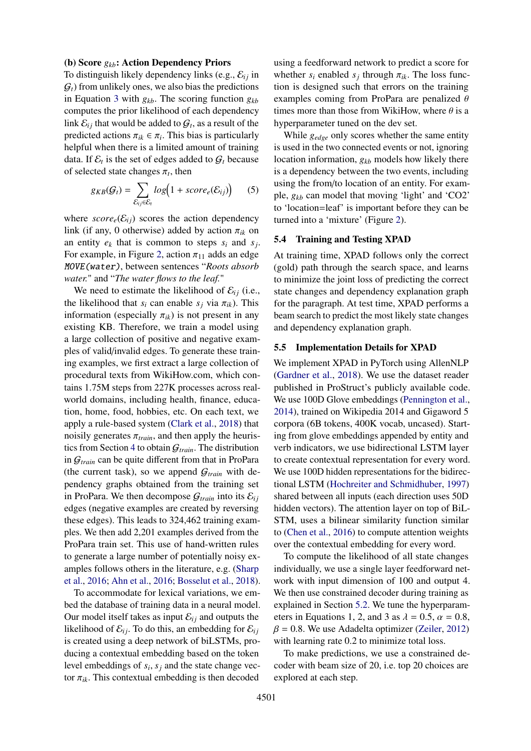**(b) Score $g_{kb}$: Action Dependency Priors**

To distinguish likely dependency links (e.g., $\mathcal{E}_{ij}$ in $\mathcal{G}_t$) from unlikely ones, we also bias the predictions in Equation 3 with $g_{kb}$. The scoring function $g_{kb}$ computes the prior likelihood of each dependency link $\mathcal{E}_{ij}$ that would be added to $\mathcal{G}_t$, as a result of the predicted actions $\pi_{ik} \in \pi_i$. This bias is particularly helpful when there is a limited amount of training data. If $\mathcal{E}_t$ is the set of edges added to $\mathcal{G}_t$ because of selected state changes $\pi_t$, then

$$g_{KB}(\mathcal{G}_t) = \sum_{\mathcal{E}_{ij} \in \mathcal{E}_t} log\Big(1 + score_e(\mathcal{E}_{ij})\Big) \quad (5)$$

where $score_e(\mathcal{E}_{ij})$ scores the action dependency link (if any, 0 otherwise) added by action $\pi_{ik}$ on an entity $e_k$ that is common to steps $s_i$ and $s_j$. For example, in Figure 2, action $\pi_{11}$ adds an edge `MOVE(water)`, between sentences "*Roots absorb water.*" and "*The water flows to the leaf.*"

We need to estimate the likelihood of $\mathcal{E}_{ij}$ (i.e., the likelihood that $s_i$ can enable $s_j$ via $\pi_{ik}$). This information (especially $\pi_{ik}$) is not present in any existing KB. Therefore, we train a model using a large collection of positive and negative examples of valid/invalid edges. To generate these training examples, we first extract a large collection of procedural texts from WikiHow.com, which contains 1.75M steps from 227K processes across real-world domains, including health, finance, education, home, food, hobbies, etc. On each text, we apply a rule-based system (Clark et al., 2018) that noisily generates $\pi_{train}$, and then apply the heuristics from Section 4 to obtain $\mathcal{G}_{train}$. The distribution in $\mathcal{G}_{train}$ can be quite different from that in ProPara (the current task), so we append $\mathcal{G}_{train}$ with dependency graphs obtained from the training set in ProPara. We then decompose $\mathcal{G}_{train}$ into its $\mathcal{E}_{ij}$ edges (negative examples are created by reversing these edges). This leads to 324,462 training examples. We then add 2,201 examples derived from the ProPara train set. This use of hand-written rules to generate a large number of potentially noisy examples follows others in the literature, e.g. (Sharp et al., 2016; Ahn et al., 2016; Bosselut et al., 2018).

To accommodate for lexical variations, we embed the database of training data in a neural model. Our model itself takes as input $\mathcal{E}_{ij}$ and outputs the likelihood of $\mathcal{E}_{ij}$. To do this, an embedding for $\mathcal{E}_{ij}$ is created using a deep network of biLSTMs, producing a contextual embedding based on the token level embeddings of $s_i$, $s_j$ and the state change vector $\pi_{ik}$. This contextual embedding is then decoded using a feedforward network to predict a score for whether $s_i$ enabled $s_j$ through $\pi_{ik}$. The loss function is designed such that errors on the training examples coming from ProPara are penalized $\theta$ times more than those from WikiHow, where $\theta$ is a hyperparameter tuned on the dev set.

While $g_{edge}$ only scores whether the same entity is used in the two connected events or not, ignoring location information, $g_{kb}$ models how likely there is a dependency between the two events, including using the from/to location of an entity. For example, $g_{kb}$ can model that moving 'light' and 'CO2' to 'location=leaf' is important before they can be turned into a 'mixture' (Figure 2).

### 5.4 Training and Testing XPAD

At training time, XPAD follows only the correct (gold) path through the search space, and learns to minimize the joint loss of predicting the correct state changes and dependency explanation graph for the paragraph. At test time, XPAD performs a beam search to predict the most likely state changes and dependency explanation graph.

### 5.5 Implementation Details for XPAD

We implement XPAD in PyTorch using AllenNLP (Gardner et al., 2018). We use the dataset reader published in ProStruct's publicly available code. We use 100D Glove embeddings (Pennington et al., 2014), trained on Wikipedia 2014 and Gigaword 5 corpora (6B tokens, 400K vocab, uncased). Starting from glove embeddings appended by entity and verb indicators, we use bidirectional LSTM layer to create contextual representation for every word. We use 100D hidden representations for the bidirectional LSTM (Hochreiter and Schmidhuber, 1997) shared between all inputs (each direction uses 50D hidden vectors). The attention layer on top of BiLSTM, uses a bilinear similarity function similar to (Chen et al., 2016) to compute attention weights over the contextual embedding for every word.

To compute the likelihood of all state changes individually, we use a single layer feedforward network with input dimension of 100 and output 4. We then use constrained decoder during training as explained in Section 5.2. We tune the hyperparameters in Equations 1, 2, and 3 as $\lambda = 0.5$, $\alpha = 0.8$, $\beta = 0.8$. We use Adadelta optimizer (Zeiler, 2012) with learning rate 0.2 to minimize total loss.

To make predictions, we use a constrained decoder with beam size of 20, i.e. top 20 choices are explored at each step.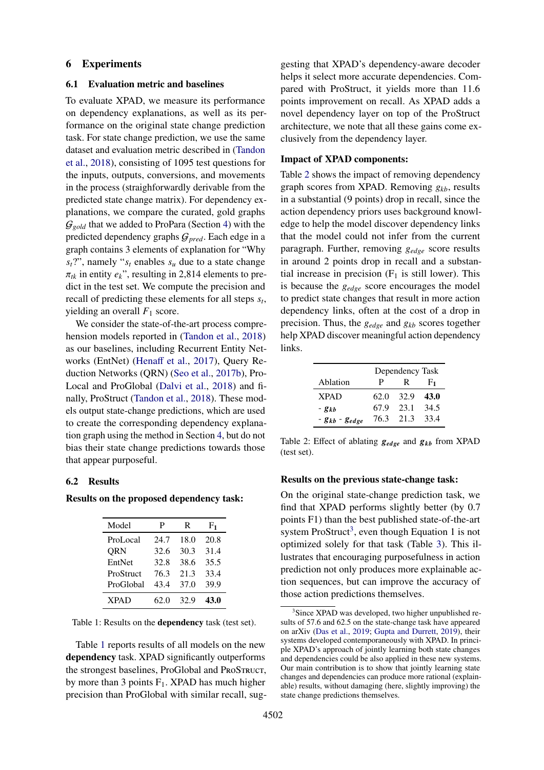## 6 Experiments

### 6.1 Evaluation metric and baselines

To evaluate XPAD, we measure its performance on dependency explanations, as well as its performance on the original state change prediction task. For state change prediction, we use the same dataset and evaluation metric described in (Tandon et al., 2018), consisting of 1095 test questions for the inputs, outputs, conversions, and movements in the process (straighforwardly derivable from the predicted state change matrix). For dependency explanations, we compare the curated, gold graphs $\mathcal{G}_{gold}$ that we added to ProPara (Section 4) with the predicted dependency graphs $\mathcal{G}_{pred}$. Each edge in a graph contains 3 elements of explanation for "Why $s_t$?", namely "$s_t$ enables $s_u$ due to a state change $\pi_{tk}$ in entity $e_k$", resulting in 2,814 elements to predict in the test set. We compute the precision and recall of predicting these elements for all steps $s_t$, yielding an overall $F_1$ score.

We consider the state-of-the-art process comprehension models reported in (Tandon et al., 2018) as our baselines, including Recurrent Entity Networks (EntNet) (Henaff et al., 2017), Query Reduction Networks (QRN) (Seo et al., 2017b), ProLocal and ProGlobal (Dalvi et al., 2018) and finally, ProStruct (Tandon et al., 2018). These models output state-change predictions, which are used to create the corresponding dependency explanation graph using the method in Section 4, but do not bias their state change predictions towards those that appear purposeful.

### 6.2 Results

**Results on the proposed dependency task:**

| Model | P | R | $F_1$ |
|---|---|---|---|
| ProLocal | 24.7 | 18.0 | 20.8 |
| QRN | 32.6 | 30.3 | 31.4 |
| EntNet | 32.8 | 38.6 | 35.5 |
| ProStruct | 76.3 | 21.3 | 33.4 |
| ProGlobal | 43.4 | 37.0 | 39.9 |
| XPAD | 62.0 | 32.9 | **43.0** |

Table 1: Results on the **dependency** task (test set).

Table 1 reports results of all models on the new **dependency** task. XPAD significantly outperforms the strongest baselines, ProGlobal and ProStruct, by more than 3 points $F_1$. XPAD has much higher precision than ProGlobal with similar recall, suggesting that XPAD's dependency-aware decoder helps it select more accurate dependencies. Compared with ProStruct, it yields more than 11.6 points improvement on recall. As XPAD adds a novel dependency layer on top of the ProStruct architecture, we note that all these gains come exclusively from the dependency layer.

**Impact of XPAD components:**

Table 2 shows the impact of removing dependency graph scores from XPAD. Removing $g_{kb}$, results in a substantial (9 points) drop in recall, since the action dependency priors uses background knowledge to help the model discover dependency links that the model could not infer from the current paragraph. Further, removing $g_{edge}$ score results in around 2 points drop in recall and a substantial increase in precision ($F_1$ is still lower). This is because the $g_{edge}$ score encourages the model to predict state changes that result in more action dependency links, often at the cost of a drop in precision. Thus, the $g_{edge}$ and $g_{kb}$ scores together help XPAD discover meaningful action dependency links.

| | Dependency Task | | |
|---|---|---|---|
| Ablation | P | R | $F_1$ |
| XPAD | 62.0 | 32.9 | **43.0** |
| - $g_{kb}$ | 67.9 | 23.1 | 34.5 |
| - $g_{kb}$ - $g_{edge}$ | 76.3 | 21.3 | 33.4 |

Table 2: Effect of ablating $g_{edge}$ and $g_{kb}$ from XPAD (test set).

**Results on the previous state-change task:**

On the original state-change prediction task, we find that XPAD performs slightly better (by 0.7 points F1) than the best published state-of-the-art system ProStruct[3], even though Equation 1 is not optimized solely for that task (Table 3). This illustrates that encouraging purposefulness in action prediction not only produces more explainable action sequences, but can improve the accuracy of those action predictions themselves.

[3] Since XPAD was developed, two higher unpublished results of 57.6 and 62.5 on the state-change task have appeared on arXiv (Das et al., 2019; Gupta and Durrett, 2019), their systems developed contemporaneously with XPAD. In principle XPAD's approach of jointly learning both state changes and dependencies could be also applied in these new systems. Our main contribution is to show that jointly learning state changes and dependencies can produce more rational (explainable) results, without damaging (here, slightly improving) the state change predictions themselves.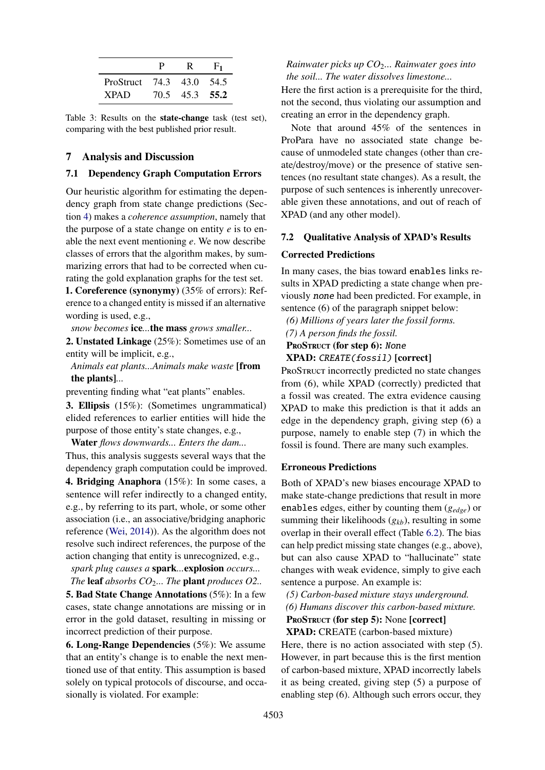|  | P | R | F1 |
|---|---|---|---|
| ProStruct | 74.3 | 43.0 | 54.5 |
| XPAD | 70.5 | 45.3 | **55.2** |

Table 3: Results on the **state-change** task (test set), comparing with the best published prior result.

## 7 Analysis and Discussion

### 7.1 Dependency Graph Computation Errors

Our heuristic algorithm for estimating the dependency graph from state change predictions (Section 4) makes a *coherence assumption*, namely that the purpose of a state change on entity *e* is to enable the next event mentioning *e*. We now describe classes of errors that the algorithm makes, by summarizing errors that had to be corrected when curating the gold explanation graphs for the test set.

**1. Coreference (synonymy)** (35% of errors): Reference to a changed entity is missed if an alternative wording is used, e.g.,

*snow becomes* **ice**...**the mass** *grows smaller...*

**2. Unstated Linkage** (25%): Sometimes use of an entity will be implicit, e.g.,

*Animals eat plants...Animals make waste* **[from the plants]**...

preventing finding what "eat plants" enables.

**3. Ellipsis** (15%): (Sometimes ungrammatical) elided references to earlier entities will hide the purpose of those entity's state changes, e.g.,

**Water** *flows downwards... Enters the dam...*

Thus, this analysis suggests several ways that the dependency graph computation could be improved.

**4. Bridging Anaphora** (15%): In some cases, a sentence will refer indirectly to a changed entity, e.g., by referring to its part, whole, or some other association (i.e., an associative/bridging anaphoric reference (Wei, 2014)). As the algorithm does not resolve such indirect references, the purpose of the action changing that entity is unrecognized, e.g.,

*spark plug causes a* **spark**...**explosion** *occurs...*
*The* **leaf** *absorbs $CO_2$... The* **plant** *produces O2..*

**5. Bad State Change Annotations** (5%): In a few cases, state change annotations are missing or in error in the gold dataset, resulting in missing or incorrect prediction of their purpose.

**6. Long-Range Dependencies** (5%): We assume that an entity's change is to enable the next mentioned use of that entity. This assumption is based solely on typical protocols of discourse, and occasionally is violated. For example:

*Rainwater picks up $CO_2$... Rainwater goes into the soil... The water dissolves limestone...*

Here the first action is a prerequisite for the third, not the second, thus violating our assumption and creating an error in the dependency graph.

Note that around 45% of the sentences in ProPara have no associated state change because of unmodeled state changes (other than create/destroy/move) or the presence of stative sentences (no resultant state changes). As a result, the purpose of such sentences is inherently unrecoverable given these annotations, and out of reach of XPAD (and any other model).

### 7.2 Qualitative Analysis of XPAD's Results

#### Corrected Predictions

In many cases, the bias toward `enables` links results in XPAD predicting a state change when previously *`none`* had been predicted. For example, in sentence (6) of the paragraph snippet below:

*(6) Millions of years later the fossil forms.*
*(7) A person finds the fossil.*
**ProStruct (for step 6):** *`None`*
**XPAD:** *`CREATE(fossil)`* **[correct]**

ProStruct incorrectly predicted no state changes from (6), while XPAD (correctly) predicted that a fossil was created. The extra evidence causing XPAD to make this prediction is that it adds an edge in the dependency graph, giving step (6) a purpose, namely to enable step (7) in which the fossil is found. There are many such examples.

#### Erroneous Predictions

Both of XPAD's new biases encourage XPAD to make state-change predictions that result in more `enables` edges, either by counting them ($g_{edge}$) or summing their likelihoods ($g_{kb}$), resulting in some overlap in their overall effect (Table 6.2). The bias can help predict missing state changes (e.g., above), but can also cause XPAD to "hallucinate" state changes with weak evidence, simply to give each sentence a purpose. An example is:

*(5) Carbon-based mixture stays underground.*
*(6) Humans discover this carbon-based mixture.*
**ProStruct (for step 5):** None **[correct]**
**XPAD:** CREATE (carbon-based mixture)

Here, there is no action associated with step (5). However, in part because this is the first mention of carbon-based mixture, XPAD incorrectly labels it as being created, giving step (5) a purpose of enabling step (6). Although such errors occur, they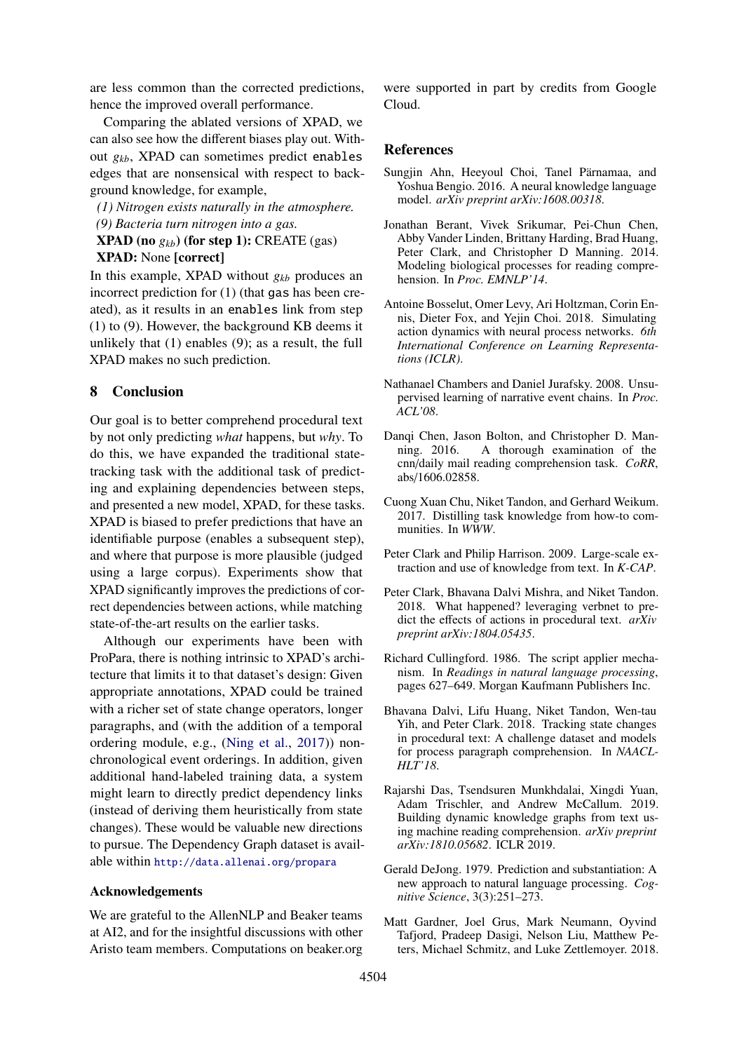are less common than the corrected predictions, hence the improved overall performance.

Comparing the ablated versions of XPAD, we can also see how the different biases play out. Without $g_{kb}$, XPAD can sometimes predict `enables` edges that are nonsensical with respect to background knowledge, for example,

*(1) Nitrogen exists naturally in the atmosphere.*
*(9) Bacteria turn nitrogen into a gas.*
**XPAD (no $g_{kb}$) (for step 1):** CREATE (gas)
**XPAD:** None **[correct]**

In this example, XPAD without $g_{kb}$ produces an incorrect prediction for (1) (that `gas` has been created), as it results in an `enables` link from step (1) to (9). However, the background KB deems it unlikely that (1) enables (9); as a result, the full XPAD makes no such prediction.

## 8 Conclusion

Our goal is to better comprehend procedural text by not only predicting *what* happens, but *why*. To do this, we have expanded the traditional state-tracking task with the additional task of predicting and explaining dependencies between steps, and presented a new model, XPAD, for these tasks. XPAD is biased to prefer predictions that have an identifiable purpose (enables a subsequent step), and where that purpose is more plausible (judged using a large corpus). Experiments show that XPAD significantly improves the predictions of correct dependencies between actions, while matching state-of-the-art results on the earlier tasks.

Although our experiments have been with ProPara, there is nothing intrinsic to XPAD's architecture that limits it to that dataset's design: Given appropriate annotations, XPAD could be trained with a richer set of state change operators, longer paragraphs, and (with the addition of a temporal ordering module, e.g., (Ning et al., 2017)) non-chronological event orderings. In addition, given additional hand-labeled training data, a system might learn to directly predict dependency links (instead of deriving them heuristically from state changes). These would be valuable new directions to pursue. The Dependency Graph dataset is available within http://data.allenai.org/propara

### Acknowledgements

We are grateful to the AllenNLP and Beaker teams at AI2, and for the insightful discussions with other Aristo team members. Computations on beaker.org were supported in part by credits from Google Cloud.

## References

Sungjin Ahn, Heeyoul Choi, Tanel Pärnamaa, and Yoshua Bengio. 2016. A neural knowledge language model. *arXiv preprint arXiv:1608.00318*.

Jonathan Berant, Vivek Srikumar, Pei-Chun Chen, Abby Vander Linden, Brittany Harding, Brad Huang, Peter Clark, and Christopher D Manning. 2014. Modeling biological processes for reading comprehension. In *Proc. EMNLP'14*.

Antoine Bosselut, Omer Levy, Ari Holtzman, Corin Ennis, Dieter Fox, and Yejin Choi. 2018. Simulating action dynamics with neural process networks. *6th International Conference on Learning Representations (ICLR)*.

Nathanael Chambers and Daniel Jurafsky. 2008. Unsupervised learning of narrative event chains. In *Proc. ACL'08*.

Danqi Chen, Jason Bolton, and Christopher D. Manning. 2016. A thorough examination of the cnn/daily mail reading comprehension task. *CoRR*, abs/1606.02858.

Cuong Xuan Chu, Niket Tandon, and Gerhard Weikum. 2017. Distilling task knowledge from how-to communities. In *WWW*.

Peter Clark and Philip Harrison. 2009. Large-scale extraction and use of knowledge from text. In *K-CAP*.

Peter Clark, Bhavana Dalvi Mishra, and Niket Tandon. 2018. What happened? leveraging verbnet to predict the effects of actions in procedural text. *arXiv preprint arXiv:1804.05435*.

Richard Cullingford. 1986. The script applier mechanism. In *Readings in natural language processing*, pages 627–649. Morgan Kaufmann Publishers Inc.

Bhavana Dalvi, Lifu Huang, Niket Tandon, Wen-tau Yih, and Peter Clark. 2018. Tracking state changes in procedural text: A challenge dataset and models for process paragraph comprehension. In *NAACL-HLT'18*.

Rajarshi Das, Tsendsuren Munkhdalai, Xingdi Yuan, Adam Trischler, and Andrew McCallum. 2019. Building dynamic knowledge graphs from text using machine reading comprehension. *arXiv preprint arXiv:1810.05682*. ICLR 2019.

Gerald DeJong. 1979. Prediction and substantiation: A new approach to natural language processing. *Cognitive Science*, 3(3):251–273.

Matt Gardner, Joel Grus, Mark Neumann, Oyvind Tafjord, Pradeep Dasigi, Nelson Liu, Matthew Peters, Michael Schmitz, and Luke Zettlemoyer. 2018.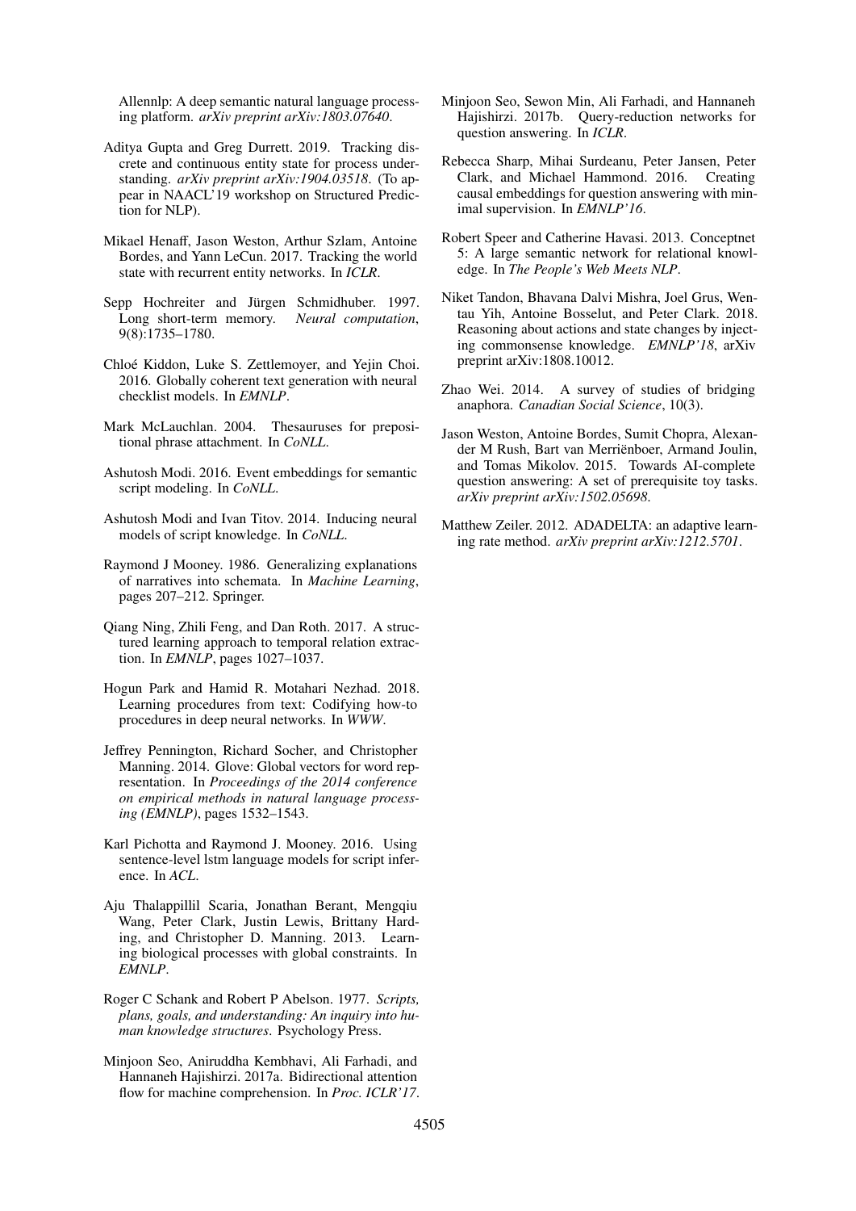Allennlp: A deep semantic natural language processing platform. *arXiv preprint arXiv:1803.07640*.

Aditya Gupta and Greg Durrett. 2019. Tracking discrete and continuous entity state for process understanding. *arXiv preprint arXiv:1904.03518*. (To appear in NAACL'19 workshop on Structured Prediction for NLP).

Mikael Henaff, Jason Weston, Arthur Szlam, Antoine Bordes, and Yann LeCun. 2017. Tracking the world state with recurrent entity networks. In *ICLR*.

Sepp Hochreiter and Jürgen Schmidhuber. 1997. Long short-term memory. *Neural computation*, 9(8):1735–1780.

Chloé Kiddon, Luke S. Zettlemoyer, and Yejin Choi. 2016. Globally coherent text generation with neural checklist models. In *EMNLP*.

Mark McLauchlan. 2004. Thesauruses for prepositional phrase attachment. In *CoNLL*.

Ashutosh Modi. 2016. Event embeddings for semantic script modeling. In *CoNLL*.

Ashutosh Modi and Ivan Titov. 2014. Inducing neural models of script knowledge. In *CoNLL*.

Raymond J Mooney. 1986. Generalizing explanations of narratives into schemata. In *Machine Learning*, pages 207–212. Springer.

Qiang Ning, Zhili Feng, and Dan Roth. 2017. A structured learning approach to temporal relation extraction. In *EMNLP*, pages 1027–1037.

Hogun Park and Hamid R. Motahari Nezhad. 2018. Learning procedures from text: Codifying how-to procedures in deep neural networks. In *WWW*.

Jeffrey Pennington, Richard Socher, and Christopher Manning. 2014. Glove: Global vectors for word representation. In *Proceedings of the 2014 conference on empirical methods in natural language processing (EMNLP)*, pages 1532–1543.

Karl Pichotta and Raymond J. Mooney. 2016. Using sentence-level lstm language models for script inference. In *ACL*.

Aju Thalappillil Scaria, Jonathan Berant, Mengqiu Wang, Peter Clark, Justin Lewis, Brittany Harding, and Christopher D. Manning. 2013. Learning biological processes with global constraints. In *EMNLP*.

Roger C Schank and Robert P Abelson. 1977. *Scripts, plans, goals, and understanding: An inquiry into human knowledge structures*. Psychology Press.

Minjoon Seo, Aniruddha Kembhavi, Ali Farhadi, and Hannaneh Hajishirzi. 2017a. Bidirectional attention flow for machine comprehension. In *Proc. ICLR'17*.

Minjoon Seo, Sewon Min, Ali Farhadi, and Hannaneh Hajishirzi. 2017b. Query-reduction networks for question answering. In *ICLR*.

Rebecca Sharp, Mihai Surdeanu, Peter Jansen, Peter Clark, and Michael Hammond. 2016. Creating causal embeddings for question answering with minimal supervision. In *EMNLP'16*.

Robert Speer and Catherine Havasi. 2013. Conceptnet 5: A large semantic network for relational knowledge. In *The People's Web Meets NLP*.

Niket Tandon, Bhavana Dalvi Mishra, Joel Grus, Wentau Yih, Antoine Bosselut, and Peter Clark. 2018. Reasoning about actions and state changes by injecting commonsense knowledge. *EMNLP'18*, arXiv preprint arXiv:1808.10012.

Zhao Wei. 2014. A survey of studies of bridging anaphora. *Canadian Social Science*, 10(3).

Jason Weston, Antoine Bordes, Sumit Chopra, Alexander M Rush, Bart van Merriënboer, Armand Joulin, and Tomas Mikolov. 2015. Towards AI-complete question answering: A set of prerequisite toy tasks. *arXiv preprint arXiv:1502.05698*.

Matthew Zeiler. 2012. ADADELTA: an adaptive learning rate method. *arXiv preprint arXiv:1212.5701*.